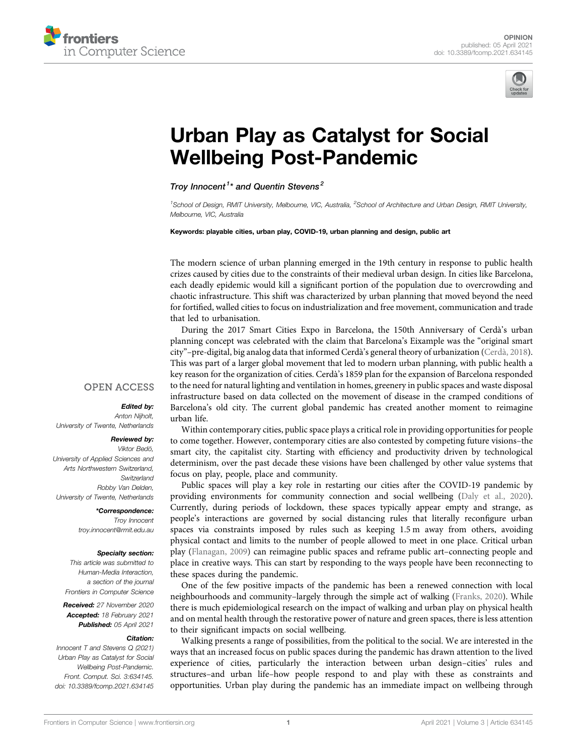OPINION
published: 05 April 2021
doi: 10.3389/fcomp.2021.634145

# Urban Play as Catalyst for Social Wellbeing Post-Pandemic

*Troy Innocent[1]\* and Quentin Stevens[2]*

[1]School of Design, RMIT University, Melbourne, VIC, Australia, [2]School of Architecture and Urban Design, RMIT University, Melbourne, VIC, Australia

**Keywords: playable cities, urban play, COVID-19, urban planning and design, public art**

OPEN ACCESS

***Edited by:***
Anton Nijholt,
University of Twente, Netherlands

***Reviewed by:***
Viktor Bedö,
University of Applied Sciences and Arts Northwestern Switzerland, Switzerland
Robby Van Delden,
University of Twente, Netherlands

***\*Correspondence:***
Troy Innocent
troy.innocent@rmit.edu.au

***Specialty section:***
This article was submitted to Human-Media Interaction, a section of the journal Frontiers in Computer Science

***Received:*** 27 November 2020
***Accepted:*** 18 February 2021
***Published:*** 05 April 2021

***Citation:***
Innocent T and Stevens Q (2021) Urban Play as Catalyst for Social Wellbeing Post-Pandemic. Front. Comput. Sci. 3:634145. doi: 10.3389/fcomp.2021.634145

The modern science of urban planning emerged in the 19th century in response to public health crizes caused by cities due to the constraints of their medieval urban design. In cities like Barcelona, each deadly epidemic would kill a significant portion of the population due to overcrowding and chaotic infrastructure. This shift was characterized by urban planning that moved beyond the need for fortified, walled cities to focus on industrialization and free movement, communication and trade that led to urbanisation.

During the 2017 Smart Cities Expo in Barcelona, the 150th Anniversary of Cerdà's urban planning concept was celebrated with the claim that Barcelona's Eixample was the "original smart city"–pre-digital, big analog data that informed Cerdà's general theory of urbanization (Cerdà, 2018). This was part of a larger global movement that led to modern urban planning, with public health a key reason for the organization of cities. Cerdà's 1859 plan for the expansion of Barcelona responded to the need for natural lighting and ventilation in homes, greenery in public spaces and waste disposal infrastructure based on data collected on the movement of disease in the cramped conditions of Barcelona's old city. The current global pandemic has created another moment to reimagine urban life.

Within contemporary cities, public space plays a critical role in providing opportunities for people to come together. However, contemporary cities are also contested by competing future visions–the smart city, the capitalist city. Starting with efficiency and productivity driven by technological determinism, over the past decade these visions have been challenged by other value systems that focus on play, people, place and community.

Public spaces will play a key role in restarting our cities after the COVID-19 pandemic by providing environments for community connection and social wellbeing (Daly et al., 2020). Currently, during periods of lockdown, these spaces typically appear empty and strange, as people's interactions are governed by social distancing rules that literally reconfigure urban spaces via constraints imposed by rules such as keeping 1.5 m away from others, avoiding physical contact and limits to the number of people allowed to meet in one place. Critical urban play (Flanagan, 2009) can reimagine public spaces and reframe public art–connecting people and place in creative ways. This can start by responding to the ways people have been reconnecting to these spaces during the pandemic.

One of the few positive impacts of the pandemic has been a renewed connection with local neighbourhoods and community–largely through the simple act of walking (Franks, 2020). While there is much epidemiological research on the impact of walking and urban play on physical health and on mental health through the restorative power of nature and green spaces, there is less attention to their significant impacts on social wellbeing.

Walking presents a range of possibilities, from the political to the social. We are interested in the ways that an increased focus on public spaces during the pandemic has drawn attention to the lived experience of cities, particularly the interaction between urban design–cities' rules and structures–and urban life–how people respond to and play with these as constraints and opportunities. Urban play during the pandemic has an immediate impact on wellbeing through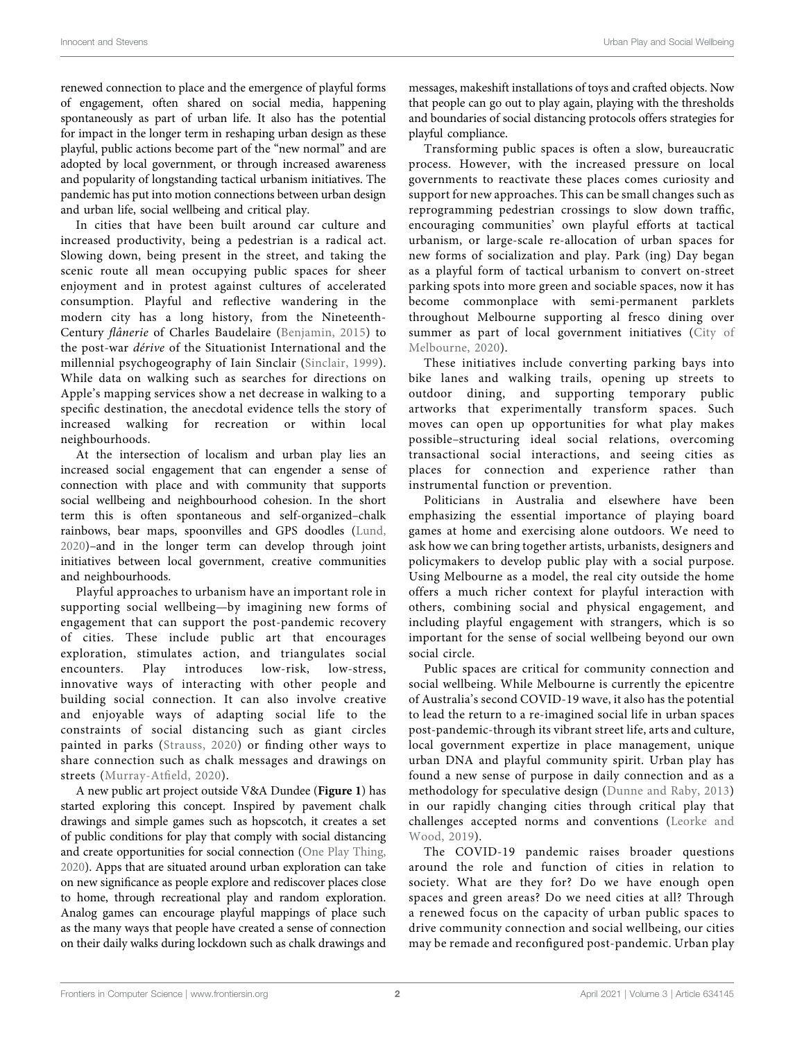renewed connection to place and the emergence of playful forms of engagement, often shared on social media, happening spontaneously as part of urban life. It also has the potential for impact in the longer term in reshaping urban design as these playful, public actions become part of the "new normal" and are adopted by local government, or through increased awareness and popularity of longstanding tactical urbanism initiatives. The pandemic has put into motion connections between urban design and urban life, social wellbeing and critical play.

In cities that have been built around car culture and increased productivity, being a pedestrian is a radical act. Slowing down, being present in the street, and taking the scenic route all mean occupying public spaces for sheer enjoyment and in protest against cultures of accelerated consumption. Playful and reflective wandering in the modern city has a long history, from the Nineteenth-Century *flânerie* of Charles Baudelaire (Benjamin, 2015) to the post-war *dérive* of the Situationist International and the millennial psychogeography of Iain Sinclair (Sinclair, 1999). While data on walking such as searches for directions on Apple's mapping services show a net decrease in walking to a specific destination, the anecdotal evidence tells the story of increased walking for recreation or within local neighbourhoods.

At the intersection of localism and urban play lies an increased social engagement that can engender a sense of connection with place and with community that supports social wellbeing and neighbourhood cohesion. In the short term this is often spontaneous and self-organized–chalk rainbows, bear maps, spoonvilles and GPS doodles (Lund, 2020)–and in the longer term can develop through joint initiatives between local government, creative communities and neighbourhoods.

Playful approaches to urbanism have an important role in supporting social wellbeing—by imagining new forms of engagement that can support the post-pandemic recovery of cities. These include public art that encourages exploration, stimulates action, and triangulates social encounters. Play introduces low-risk, low-stress, innovative ways of interacting with other people and building social connection. It can also involve creative and enjoyable ways of adapting social life to the constraints of social distancing such as giant circles painted in parks (Strauss, 2020) or finding other ways to share connection such as chalk messages and drawings on streets (Murray-Atfield, 2020).

A new public art project outside V&A Dundee (**Figure 1**) has started exploring this concept. Inspired by pavement chalk drawings and simple games such as hopscotch, it creates a set of public conditions for play that comply with social distancing and create opportunities for social connection (One Play Thing, 2020). Apps that are situated around urban exploration can take on new significance as people explore and rediscover places close to home, through recreational play and random exploration. Analog games can encourage playful mappings of place such as the many ways that people have created a sense of connection on their daily walks during lockdown such as chalk drawings and messages, makeshift installations of toys and crafted objects. Now that people can go out to play again, playing with the thresholds and boundaries of social distancing protocols offers strategies for playful compliance.

Transforming public spaces is often a slow, bureaucratic process. However, with the increased pressure on local governments to reactivate these places comes curiosity and support for new approaches. This can be small changes such as reprogramming pedestrian crossings to slow down traffic, encouraging communities' own playful efforts at tactical urbanism, or large-scale re-allocation of urban spaces for new forms of socialization and play. Park (ing) Day began as a playful form of tactical urbanism to convert on-street parking spots into more green and sociable spaces, now it has become commonplace with semi-permanent parklets throughout Melbourne supporting al fresco dining over summer as part of local government initiatives (City of Melbourne, 2020).

These initiatives include converting parking bays into bike lanes and walking trails, opening up streets to outdoor dining, and supporting temporary public artworks that experimentally transform spaces. Such moves can open up opportunities for what play makes possible–structuring ideal social relations, overcoming transactional social interactions, and seeing cities as places for connection and experience rather than instrumental function or prevention.

Politicians in Australia and elsewhere have been emphasizing the essential importance of playing board games at home and exercising alone outdoors. We need to ask how we can bring together artists, urbanists, designers and policymakers to develop public play with a social purpose. Using Melbourne as a model, the real city outside the home offers a much richer context for playful interaction with others, combining social and physical engagement, and including playful engagement with strangers, which is so important for the sense of social wellbeing beyond our own social circle.

Public spaces are critical for community connection and social wellbeing. While Melbourne is currently the epicentre of Australia's second COVID-19 wave, it also has the potential to lead the return to a re-imagined social life in urban spaces post-pandemic-through its vibrant street life, arts and culture, local government expertize in place management, unique urban DNA and playful community spirit. Urban play has found a new sense of purpose in daily connection and as a methodology for speculative design (Dunne and Raby, 2013) in our rapidly changing cities through critical play that challenges accepted norms and conventions (Leorke and Wood, 2019).

The COVID-19 pandemic raises broader questions around the role and function of cities in relation to society. What are they for? Do we have enough open spaces and green areas? Do we need cities at all? Through a renewed focus on the capacity of urban public spaces to drive community connection and social wellbeing, our cities may be remade and reconfigured post-pandemic. Urban play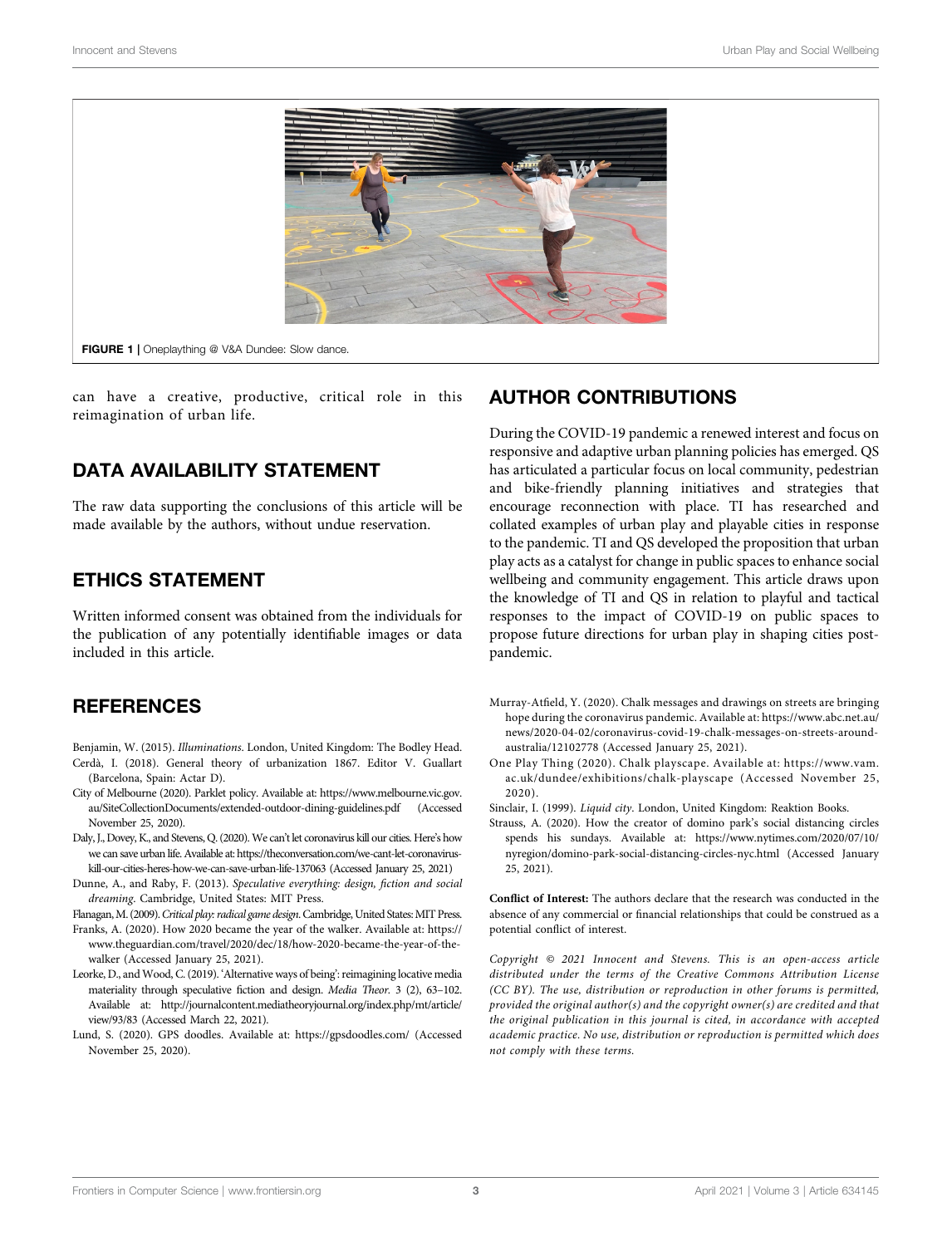FIGURE 1 | Oneplaything @ V&A Dundee: Slow dance.

can have a creative, productive, critical role in this reimagination of urban life.

## DATA AVAILABILITY STATEMENT

The raw data supporting the conclusions of this article will be made available by the authors, without undue reservation.

## ETHICS STATEMENT

Written informed consent was obtained from the individuals for the publication of any potentially identifiable images or data included in this article.

## AUTHOR CONTRIBUTIONS

During the COVID-19 pandemic a renewed interest and focus on responsive and adaptive urban planning policies has emerged. QS has articulated a particular focus on local community, pedestrian and bike-friendly planning initiatives and strategies that encourage reconnection with place. TI has researched and collated examples of urban play and playable cities in response to the pandemic. TI and QS developed the proposition that urban play acts as a catalyst for change in public spaces to enhance social wellbeing and community engagement. This article draws upon the knowledge of TI and QS in relation to playful and tactical responses to the impact of COVID-19 on public spaces to propose future directions for urban play in shaping cities post-pandemic.

## REFERENCES

Benjamin, W. (2015). *Illuminations*. London, United Kingdom: The Bodley Head.

Cerdà, I. (2018). General theory of urbanization 1867. Editor V. Guallart (Barcelona, Spain: Actar D).

City of Melbourne (2020). Parklet policy. Available at: https://www.melbourne.vic.gov.au/SiteCollectionDocuments/extended-outdoor-dining-guidelines.pdf (Accessed November 25, 2020).

Daly, J., Dovey, K., and Stevens, Q. (2020). We can't let coronavirus kill our cities. Here's how we can save urban life. Available at: https://theconversation.com/we-cant-let-coronavirus-kill-our-cities-heres-how-we-can-save-urban-life-137063 (Accessed January 25, 2021)

Dunne, A., and Raby, F. (2013). *Speculative everything: design, fiction and social dreaming*. Cambridge, United States: MIT Press.

Flanagan, M. (2009). *Critical play: radical game design*. Cambridge, United States: MIT Press.

Franks, A. (2020). How 2020 became the year of the walker. Available at: https://www.theguardian.com/travel/2020/dec/18/how-2020-became-the-year-of-the-walker (Accessed January 25, 2021).

Leorke, D., and Wood, C. (2019). 'Alternative ways of being': reimagining locative media materiality through speculative fiction and design. *Media Theor.* 3 (2), 63–102. Available at: http://journalcontent.mediatheoryjournal.org/index.php/mt/article/view/93/83 (Accessed March 22, 2021).

Lund, S. (2020). GPS doodles. Available at: https://gpsdoodles.com/ (Accessed November 25, 2020).

Murray-Atfield, Y. (2020). Chalk messages and drawings on streets are bringing hope during the coronavirus pandemic. Available at: https://www.abc.net.au/news/2020-04-02/coronavirus-covid-19-chalk-messages-on-streets-around-australia/12102778 (Accessed January 25, 2021).

One Play Thing (2020). Chalk playscape. Available at: https://www.vam.ac.uk/dundee/exhibitions/chalk-playscape (Accessed November 25, 2020).

Sinclair, I. (1999). *Liquid city*. London, United Kingdom: Reaktion Books.

Strauss, A. (2020). How the creator of domino park's social distancing circles spends his sundays. Available at: https://www.nytimes.com/2020/07/10/nyregion/domino-park-social-distancing-circles-nyc.html (Accessed January 25, 2021).

**Conflict of Interest:** The authors declare that the research was conducted in the absence of any commercial or financial relationships that could be construed as a potential conflict of interest.

*Copyright © 2021 Innocent and Stevens. This is an open-access article distributed under the terms of the Creative Commons Attribution License (CC BY). The use, distribution or reproduction in other forums is permitted, provided the original author(s) and the copyright owner(s) are credited and that the original publication in this journal is cited, in accordance with accepted academic practice. No use, distribution or reproduction is permitted which does not comply with these terms.*